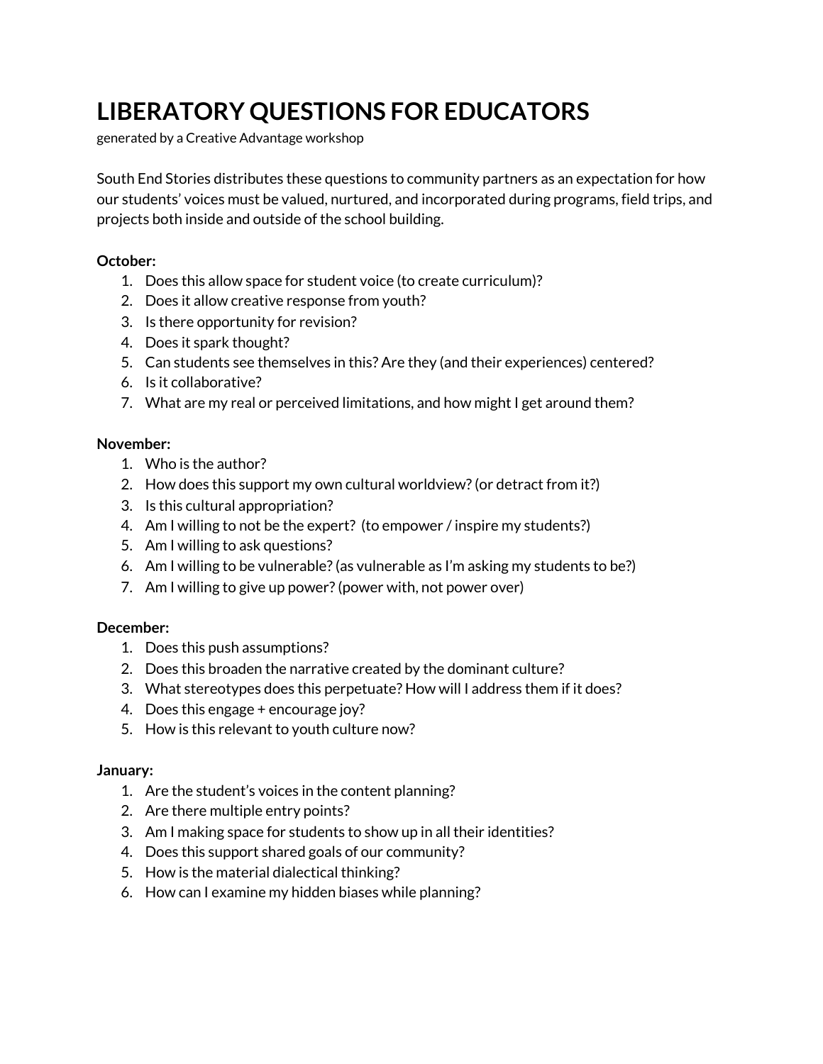# LIBERATORY QUESTIONS FOR EDUCATORS

generated by a Creative Advantage workshop

South End Stories distributes these questions to community partners as an expectation for how our students' voices must be valued, nurtured, and incorporated during programs, field trips, and projects both inside and outside of the school building.

**October:**

1. Does this allow space for student voice (to create curriculum)?
2. Does it allow creative response from youth?
3. Is there opportunity for revision?
4. Does it spark thought?
5. Can students see themselves in this? Are they (and their experiences) centered?
6. Is it collaborative?
7. What are my real or perceived limitations, and how might I get around them?

**November:**

1. Who is the author?
2. How does this support my own cultural worldview? (or detract from it?)
3. Is this cultural appropriation?
4. Am I willing to not be the expert? (to empower / inspire my students?)
5. Am I willing to ask questions?
6. Am I willing to be vulnerable? (as vulnerable as I'm asking my students to be?)
7. Am I willing to give up power? (power with, not power over)

**December:**

1. Does this push assumptions?
2. Does this broaden the narrative created by the dominant culture?
3. What stereotypes does this perpetuate? How will I address them if it does?
4. Does this engage + encourage joy?
5. How is this relevant to youth culture now?

**January:**

1. Are the student's voices in the content planning?
2. Are there multiple entry points?
3. Am I making space for students to show up in all their identities?
4. Does this support shared goals of our community?
5. How is the material dialectical thinking?
6. How can I examine my hidden biases while planning?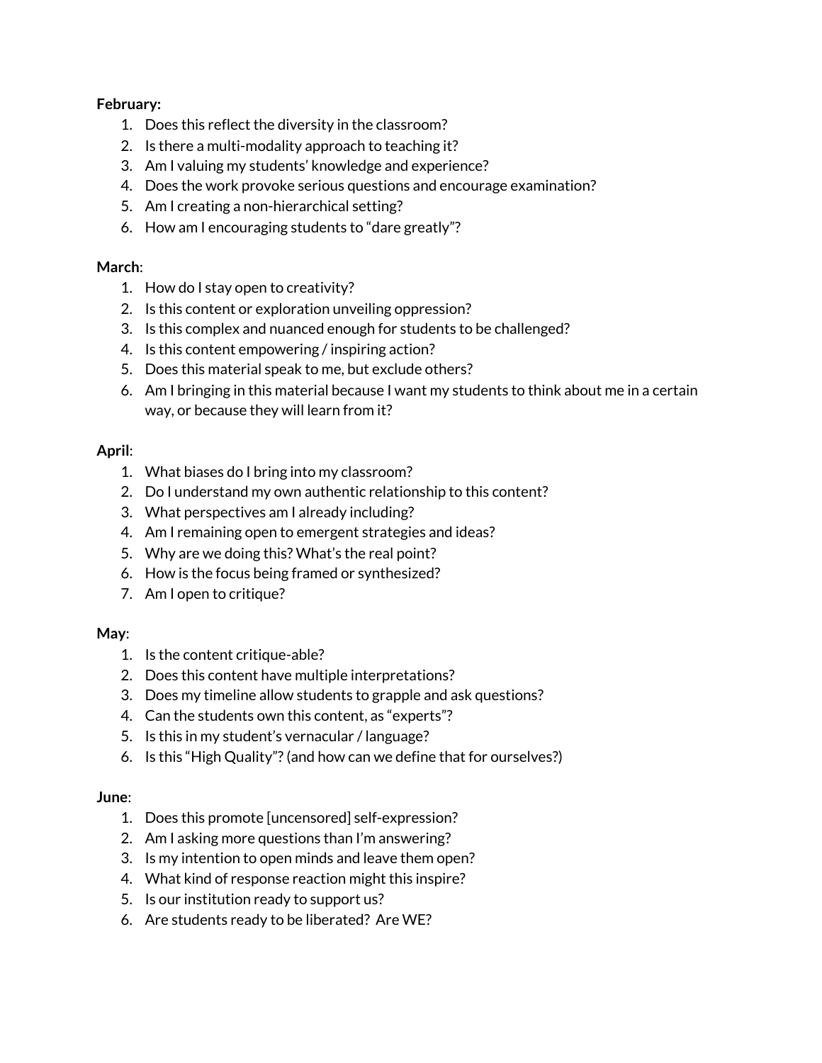**February:**

1. Does this reflect the diversity in the classroom?
2. Is there a multi-modality approach to teaching it?
3. Am I valuing my students' knowledge and experience?
4. Does the work provoke serious questions and encourage examination?
5. Am I creating a non-hierarchical setting?
6. How am I encouraging students to "dare greatly"?

**March**:

1. How do I stay open to creativity?
2. Is this content or exploration unveiling oppression?
3. Is this complex and nuanced enough for students to be challenged?
4. Is this content empowering / inspiring action?
5. Does this material speak to me, but exclude others?
6. Am I bringing in this material because I want my students to think about me in a certain way, or because they will learn from it?

**April**:

1. What biases do I bring into my classroom?
2. Do I understand my own authentic relationship to this content?
3. What perspectives am I already including?
4. Am I remaining open to emergent strategies and ideas?
5. Why are we doing this? What's the real point?
6. How is the focus being framed or synthesized?
7. Am I open to critique?

**May**:

1. Is the content critique-able?
2. Does this content have multiple interpretations?
3. Does my timeline allow students to grapple and ask questions?
4. Can the students own this content, as "experts"?
5. Is this in my student's vernacular / language?
6. Is this "High Quality"? (and how can we define that for ourselves?)

**June**:

1. Does this promote [uncensored] self-expression?
2. Am I asking more questions than I'm answering?
3. Is my intention to open minds and leave them open?
4. What kind of response reaction might this inspire?
5. Is our institution ready to support us?
6. Are students ready to be liberated? Are WE?